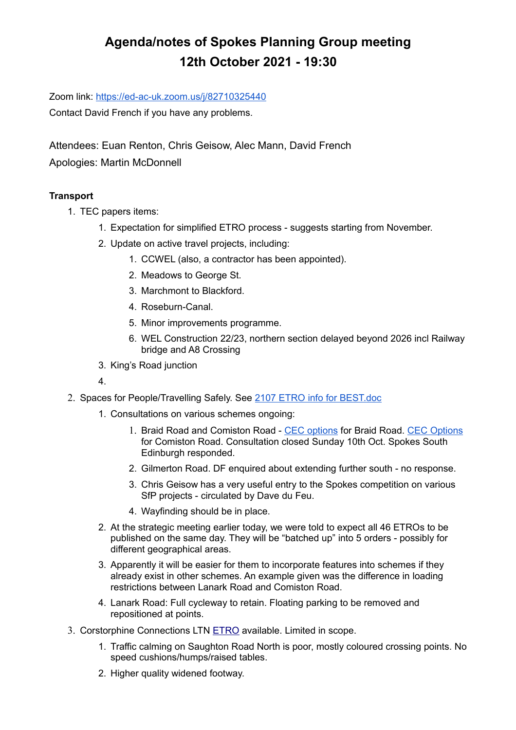# Agenda/notes of Spokes Planning Group meeting
# 12th October 2021 - 19:30

Zoom link: [https://ed-ac-uk.zoom.us/j/82710325440](https://ed-ac-uk.zoom.us/j/82710325440)

Contact David French if you have any problems.

Attendees: Euan Renton, Chris Geisow, Alec Mann, David French

Apologies: Martin McDonnell

**Transport**

1. TEC papers items:
    1. Expectation for simplified ETRO process - suggests starting from November.
    2. Update on active travel projects, including:
        1. CCWEL (also, a contractor has been appointed).
        2. Meadows to George St.
        3. Marchmont to Blackford.
        4. Roseburn-Canal.
        5. Minor improvements programme.
        6. WEL Construction 22/23, northern section delayed beyond 2026 incl Railway bridge and A8 Crossing
    3. King's Road junction
    4. 
2. Spaces for People/Travelling Safely. See [2107 ETRO info for BEST.doc]()
    1. Consultations on various schemes ongoing:
        1. Braid Road and Comiston Road - [CEC options]() for Braid Road. [CEC Options]() for Comiston Road. Consultation closed Sunday 10th Oct. Spokes South Edinburgh responded.
        2. Gilmerton Road. DF enquired about extending further south - no response.
        3. Chris Geisow has a very useful entry to the Spokes competition on various SfP projects - circulated by Dave du Feu.
        4. Wayfinding should be in place.
    2. At the strategic meeting earlier today, we were told to expect all 46 ETROs to be published on the same day. They will be "batched up" into 5 orders - possibly for different geographical areas.
    3. Apparently it will be easier for them to incorporate features into schemes if they already exist in other schemes. An example given was the difference in loading restrictions between Lanark Road and Comiston Road.
    4. Lanark Road: Full cycleway to retain. Floating parking to be removed and repositioned at points.
3. Corstorphine Connections LTN [ETRO]() available. Limited in scope.
    1. Traffic calming on Saughton Road North is poor, mostly coloured crossing points. No speed cushions/humps/raised tables.
    2. Higher quality widened footway.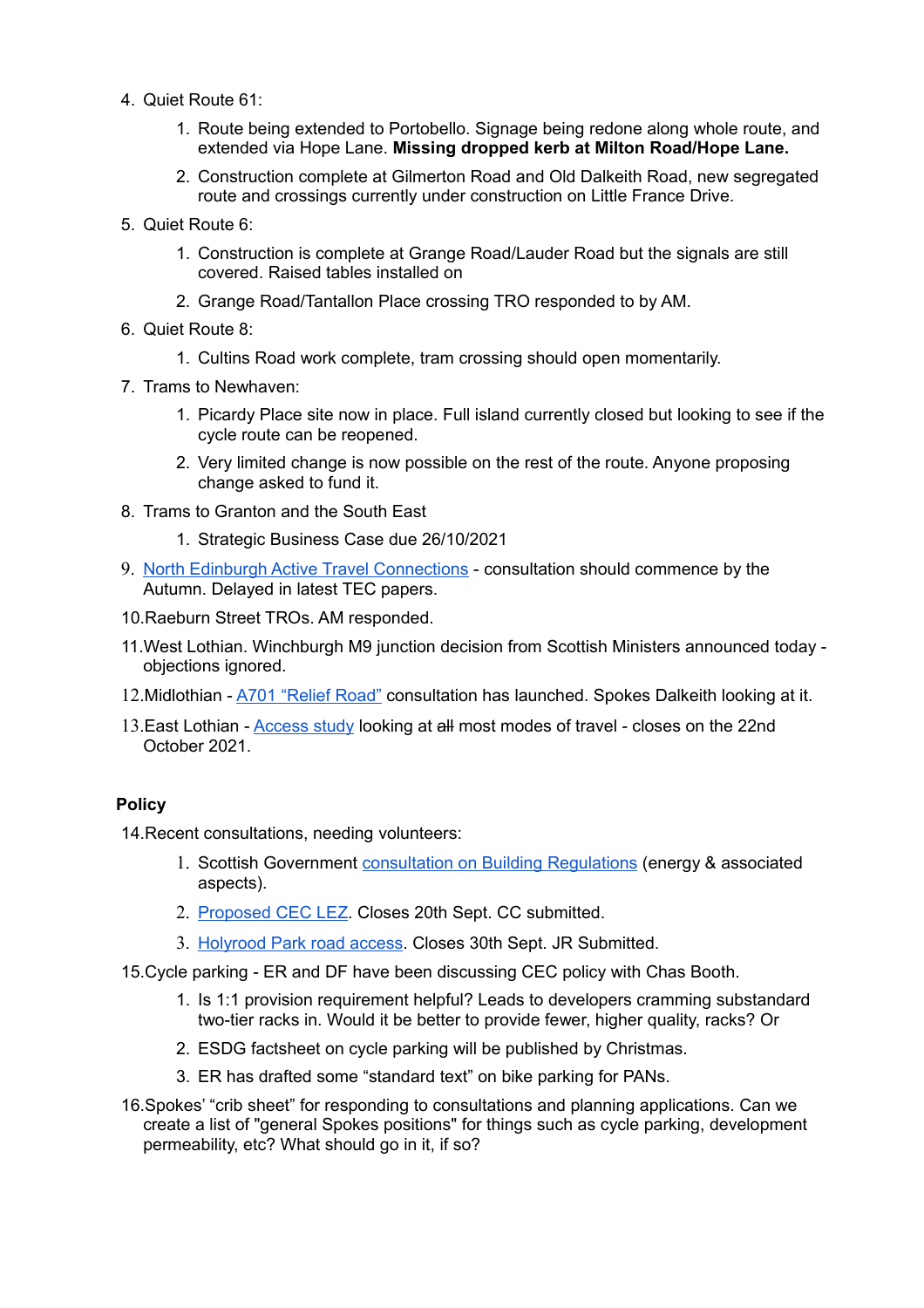4. Quiet Route 61:
    1. Route being extended to Portobello. Signage being redone along whole route, and extended via Hope Lane. **Missing dropped kerb at Milton Road/Hope Lane.**
    2. Construction complete at Gilmerton Road and Old Dalkeith Road, new segregated route and crossings currently under construction on Little France Drive.
5. Quiet Route 6:
    1. Construction is complete at Grange Road/Lauder Road but the signals are still covered. Raised tables installed on
    2. Grange Road/Tantallon Place crossing TRO responded to by AM.
6. Quiet Route 8:
    1. Cultins Road work complete, tram crossing should open momentarily.
7. Trams to Newhaven:
    1. Picardy Place site now in place. Full island currently closed but looking to see if the cycle route can be reopened.
    2. Very limited change is now possible on the rest of the route. Anyone proposing change asked to fund it.
8. Trams to Granton and the South East
    1. Strategic Business Case due 26/10/2021
9. North Edinburgh Active Travel Connections - consultation should commence by the Autumn. Delayed in latest TEC papers.
10. Raeburn Street TROs. AM responded.
11. West Lothian. Winchburgh M9 junction decision from Scottish Ministers announced today - objections ignored.
12. Midlothian - A701 "Relief Road" consultation has launched. Spokes Dalkeith looking at it.
13. East Lothian - Access study looking at ~~all~~ most modes of travel - closes on the 22nd October 2021.

### Policy

14. Recent consultations, needing volunteers:
    1. Scottish Government consultation on Building Regulations (energy & associated aspects).
    2. Proposed CEC LEZ. Closes 20th Sept. CC submitted.
    3. Holyrood Park road access. Closes 30th Sept. JR Submitted.
15. Cycle parking - ER and DF have been discussing CEC policy with Chas Booth.
    1. Is 1:1 provision requirement helpful? Leads to developers cramming substandard two-tier racks in. Would it be better to provide fewer, higher quality, racks? Or
    2. ESDG factsheet on cycle parking will be published by Christmas.
    3. ER has drafted some "standard text" on bike parking for PANs.
16. Spokes' "crib sheet" for responding to consultations and planning applications. Can we create a list of "general Spokes positions" for things such as cycle parking, development permeability, etc? What should go in it, if so?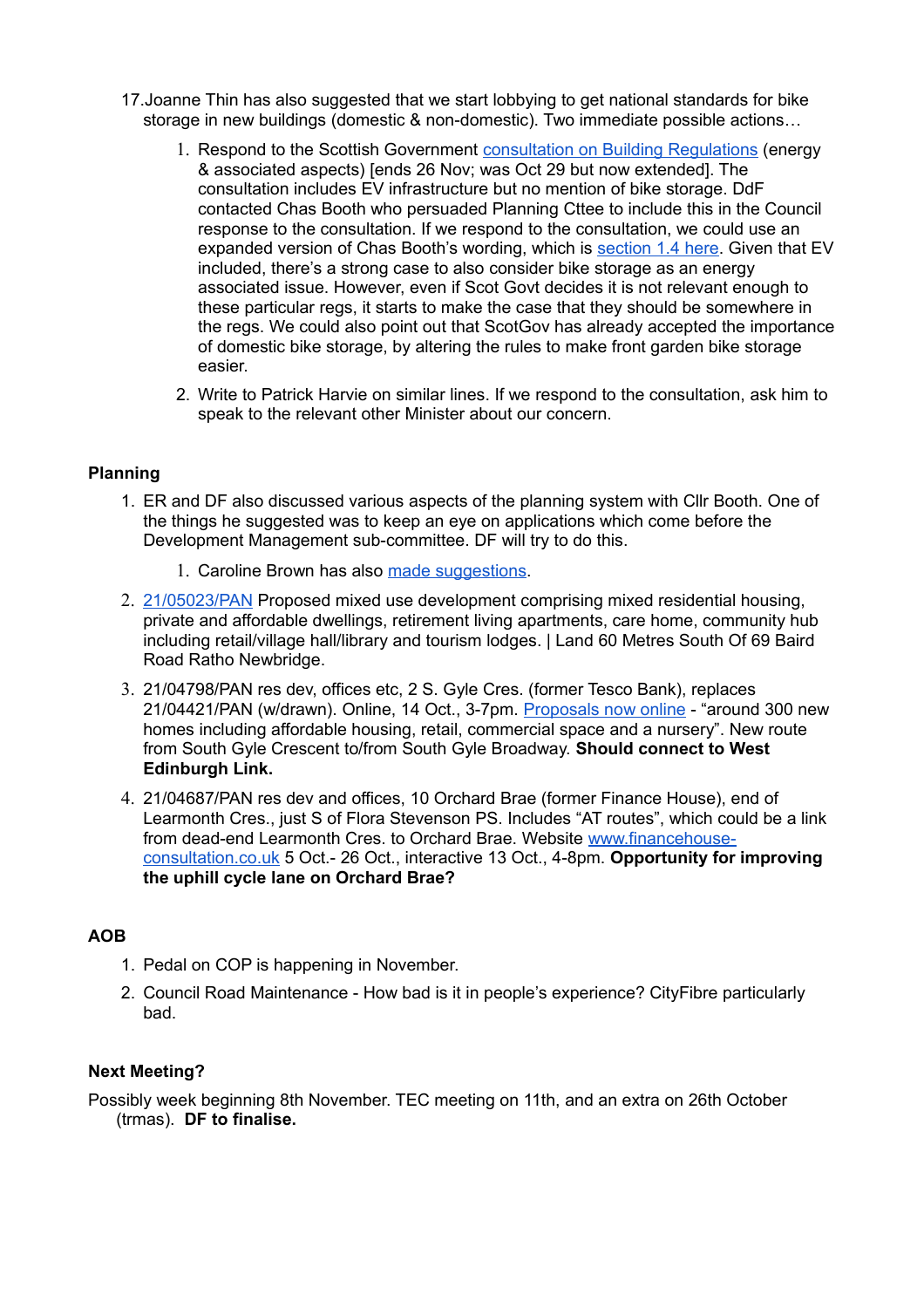17. Joanne Thin has also suggested that we start lobbying to get national standards for bike storage in new buildings (domestic & non-domestic). Two immediate possible actions…

    1. Respond to the Scottish Government [consultation on Building Regulations]() (energy & associated aspects) [ends 26 Nov; was Oct 29 but now extended]. The consultation includes EV infrastructure but no mention of bike storage. DdF contacted Chas Booth who persuaded Planning Cttee to include this in the Council response to the consultation. If we respond to the consultation, we could use an expanded version of Chas Booth's wording, which is [section 1.4 here](). Given that EV included, there's a strong case to also consider bike storage as an energy associated issue. However, even if Scot Govt decides it is not relevant enough to these particular regs, it starts to make the case that they should be somewhere in the regs. We could also point out that ScotGov has already accepted the importance of domestic bike storage, by altering the rules to make front garden bike storage easier.
    2. Write to Patrick Harvie on similar lines. If we respond to the consultation, ask him to speak to the relevant other Minister about our concern.

### Planning

1. ER and DF also discussed various aspects of the planning system with Cllr Booth. One of the things he suggested was to keep an eye on applications which come before the Development Management sub-committee. DF will try to do this.
    1. Caroline Brown has also [made suggestions]().
2. [21/05023/PAN]() Proposed mixed use development comprising mixed residential housing, private and affordable dwellings, retirement living apartments, care home, community hub including retail/village hall/library and tourism lodges. | Land 60 Metres South Of 69 Baird Road Ratho Newbridge.
3. 21/04798/PAN res dev, offices etc, 2 S. Gyle Cres. (former Tesco Bank), replaces 21/04421/PAN (w/drawn). Online, 14 Oct., 3-7pm. [Proposals now online]() - "around 300 new homes including affordable housing, retail, commercial space and a nursery". New route from South Gyle Crescent to/from South Gyle Broadway. **Should connect to West Edinburgh Link.**
4. 21/04687/PAN res dev and offices, 10 Orchard Brae (former Finance House), end of Learmonth Cres., just S of Flora Stevenson PS. Includes "AT routes", which could be a link from dead-end Learmonth Cres. to Orchard Brae. Website [www.financehouse-consultation.co.uk]() 5 Oct.- 26 Oct., interactive 13 Oct., 4-8pm. **Opportunity for improving the uphill cycle lane on Orchard Brae?**

### AOB

1. Pedal on COP is happening in November.
2. Council Road Maintenance - How bad is it in people's experience? CityFibre particularly bad.

### Next Meeting?

Possibly week beginning 8th November. TEC meeting on 11th, and an extra on 26th October (trmas). **DF to finalise.**